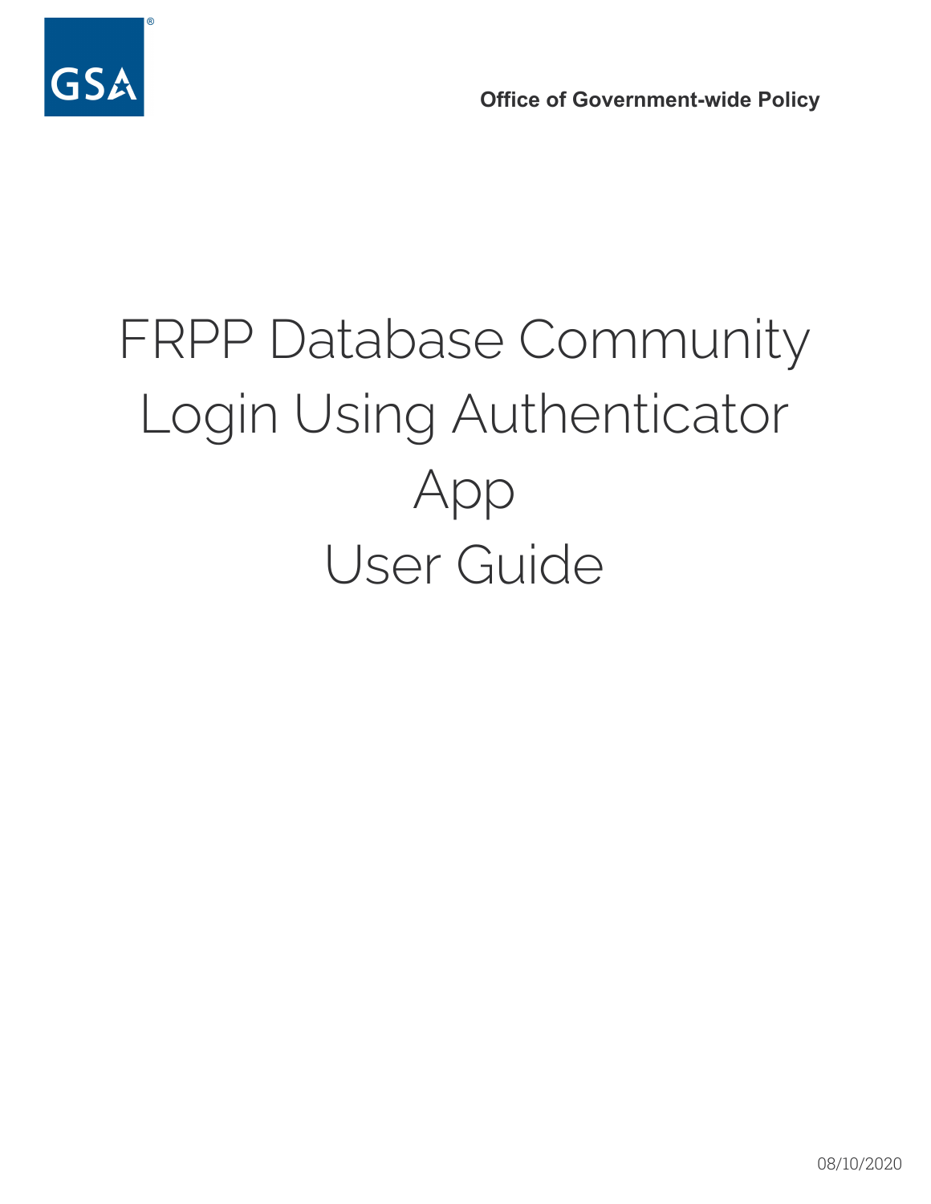GSA

**Office of Government-wide Policy**

# FRPP Database Community Login Using Authenticator App User Guide

08/10/2020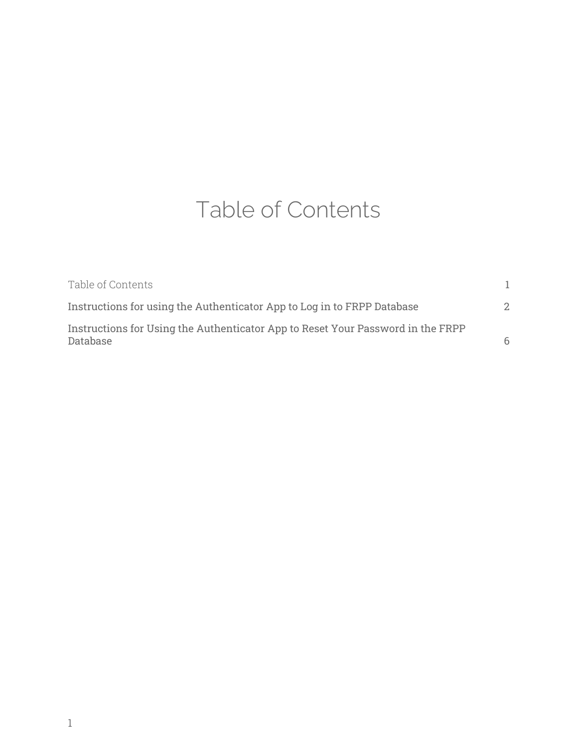# Table of Contents

| | |
|---|---|
| Table of Contents | 1 |
| Instructions for using the Authenticator App to Log in to FRPP Database | 2 |
| Instructions for Using the Authenticator App to Reset Your Password in the FRPP Database | 6 |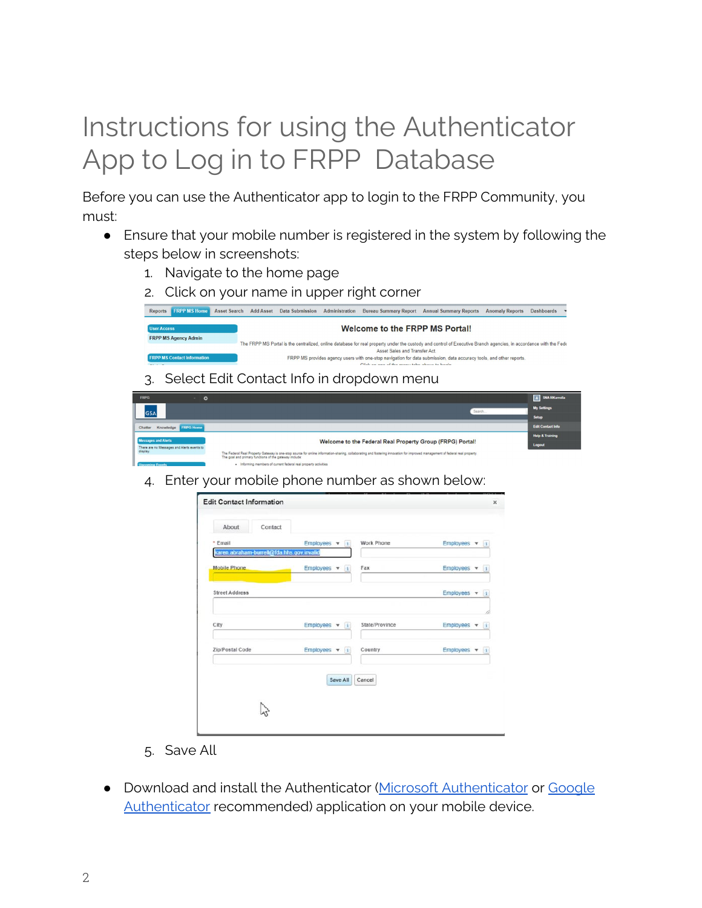# Instructions for using the Authenticator App to Log in to FRPP Database

Before you can use the Authenticator app to login to the FRPP Community, you must:

- Ensure that your mobile number is registered in the system by following the steps below in screenshots:
  1. Navigate to the home page
  2. Click on your name in upper right corner
  3. Select Edit Contact Info in dropdown menu
  4. Enter your mobile phone number as shown below:
  5. Save All

- Download and install the Authenticator ([Microsoft Authenticator](#) or [Google Authenticator](#) recommended) application on your mobile device.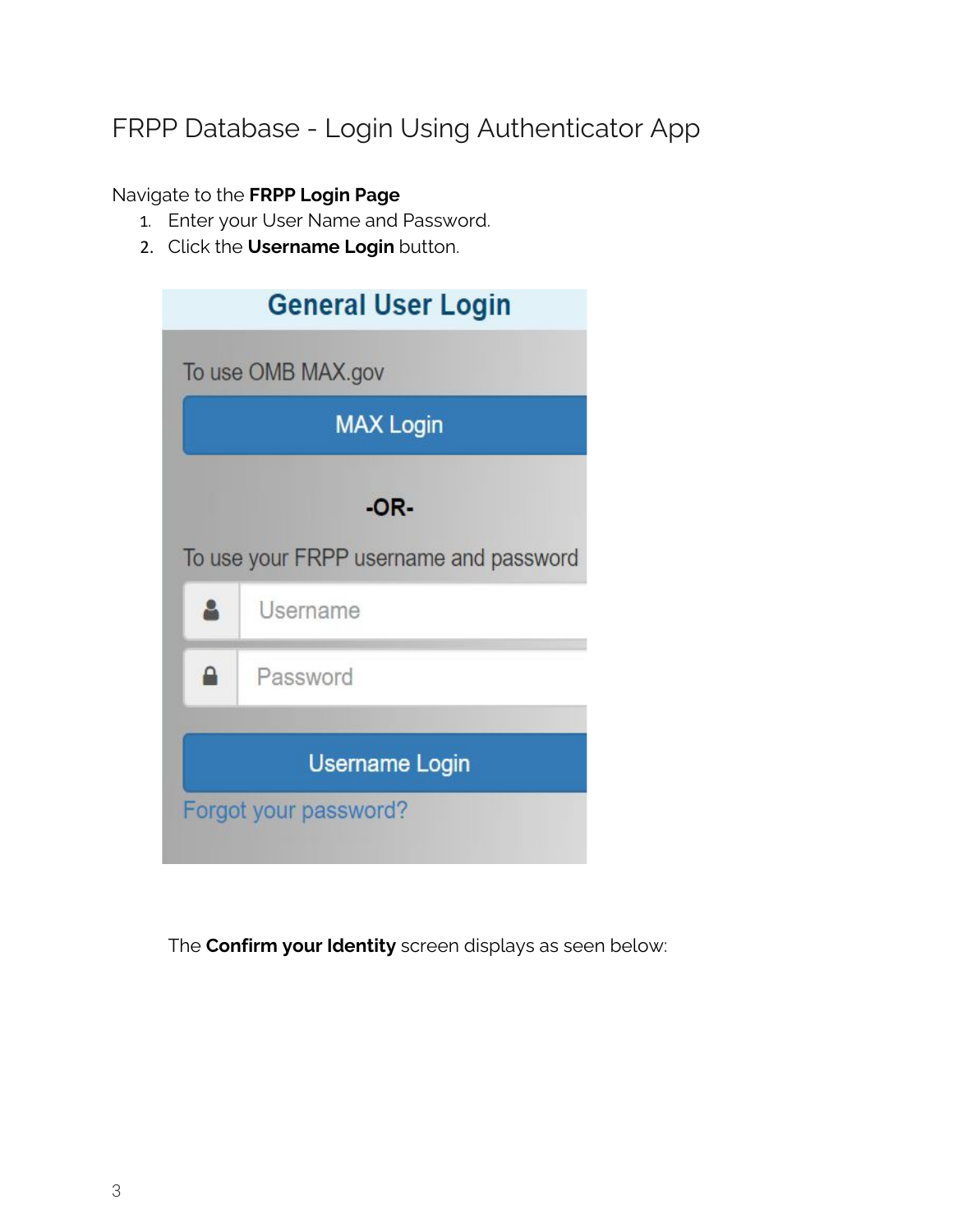# FRPP Database - Login Using Authenticator App

Navigate to the **FRPP Login Page**

1. Enter your User Name and Password.
2. Click the **Username Login** button.

The **Confirm your Identity** screen displays as seen below: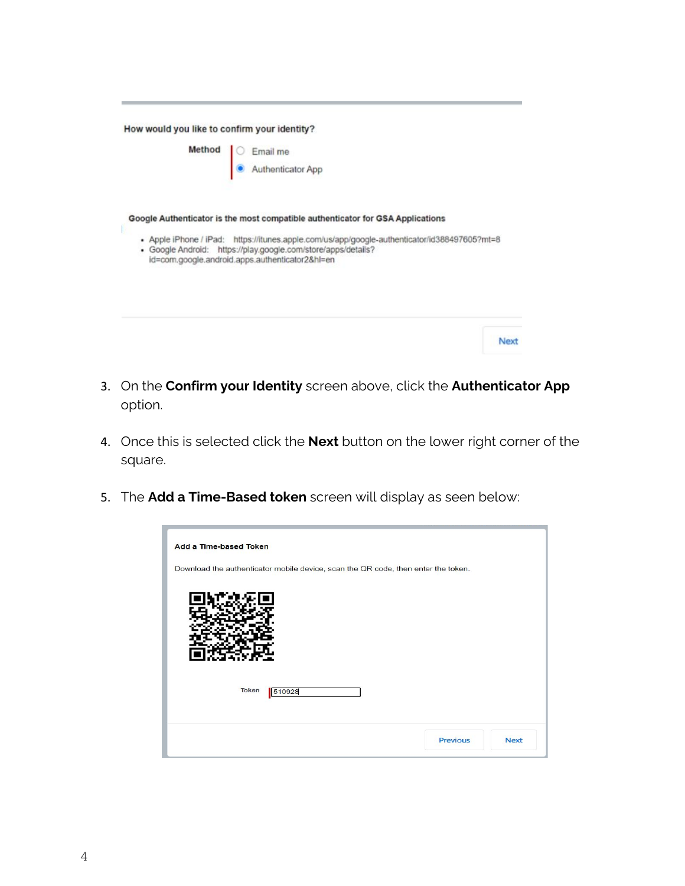How would you like to confirm your identity?

Method
- Email me
- Authenticator App

Google Authenticator is the most compatible authenticator for GSA Applications

- Apple iPhone / iPad: https://itunes.apple.com/us/app/google-authenticator/id388497605?mt=8
- Google Android: https://play.google.com/store/apps/details?id=com.google.android.apps.authenticator2&hl=en

Next

3. On the **Confirm your Identity** screen above, click the **Authenticator App** option.

4. Once this is selected click the **Next** button on the lower right corner of the square.

5. The **Add a Time-Based token** screen will display as seen below:

Add a Time-based Token

Download the authenticator mobile device, scan the QR code, then enter the token.

Token 510928

Previous Next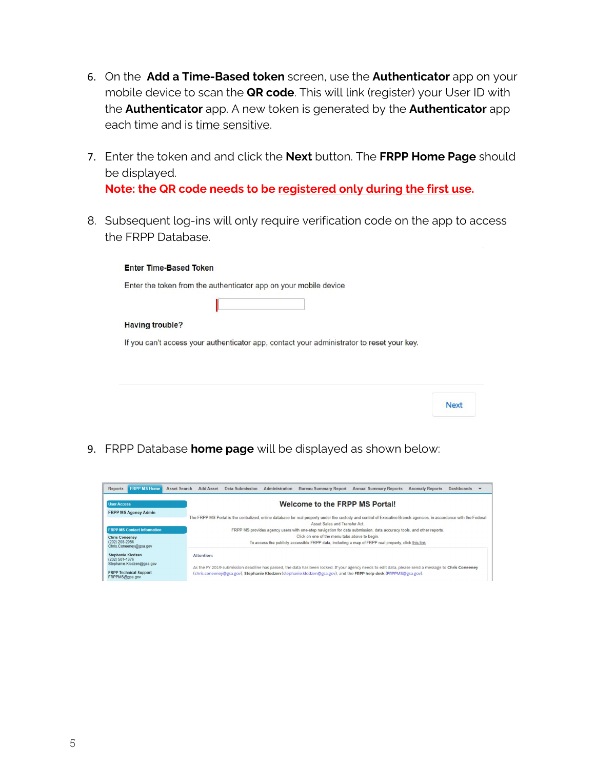6. On the **Add a Time-Based token** screen, use the **Authenticator** app on your mobile device to scan the **QR code**. This will link (register) your User ID with the **Authenticator** app. A new token is generated by the **Authenticator** app each time and is time sensitive.

7. Enter the token and and click the **Next** button. The **FRPP Home Page** should be displayed.
   **Note: the QR code needs to be registered only during the first use.**

8. Subsequent log-ins will only require verification code on the app to access the FRPP Database.

**Enter Time-Based Token**

Enter the token from the authenticator app on your mobile device

**Having trouble?**

If you can't access your authenticator app, contact your administrator to reset your key.

Next

9. FRPP Database **home page** will be displayed as shown below:

Reports | FRPP MS Home | Asset Search | Add Asset | Data Submission | Administration | Bureau Summary Report | Annual Summary Reports | Anomaly Reports | Dashboards

**User Access**

FRPP MS Agency Admin

**FRPP MS Contact Information**

Chris Coneeney
(202) 208-2956
Chris.Coneeney@gsa.gov

Stephanie Klodzen
(202) 501-1376
Stephanie.Klodzen@gsa.gov

FRPP Technical Support
FRPPMS@gsa.gov

**Welcome to the FRPP MS Portal!**

The FRPP MS Portal is the centralized, online database for real property under the custody and control of Executive Branch agencies, in accordance with the Federal Asset Sales and Transfer Act.
FRPP MS provides agency users with one-stop navigation for data submission, data accuracy tools, and other reports.
Click on one of the menu tabs above to begin.
To access the publicly accessible FRPP data, including a map of FRPP real property, click this link

Attention:

As the FY 2019 submission deadline has passed, the data has been locked. If your agency needs to edit data, please send a message to **Chris Coneeney** (chris.coneeney@gsa.gov), **Stephanie Klodzen** (stephanie.klodzen@gsa.gov), and the **FRPP help desk** (FRPPMS@gsa.gov).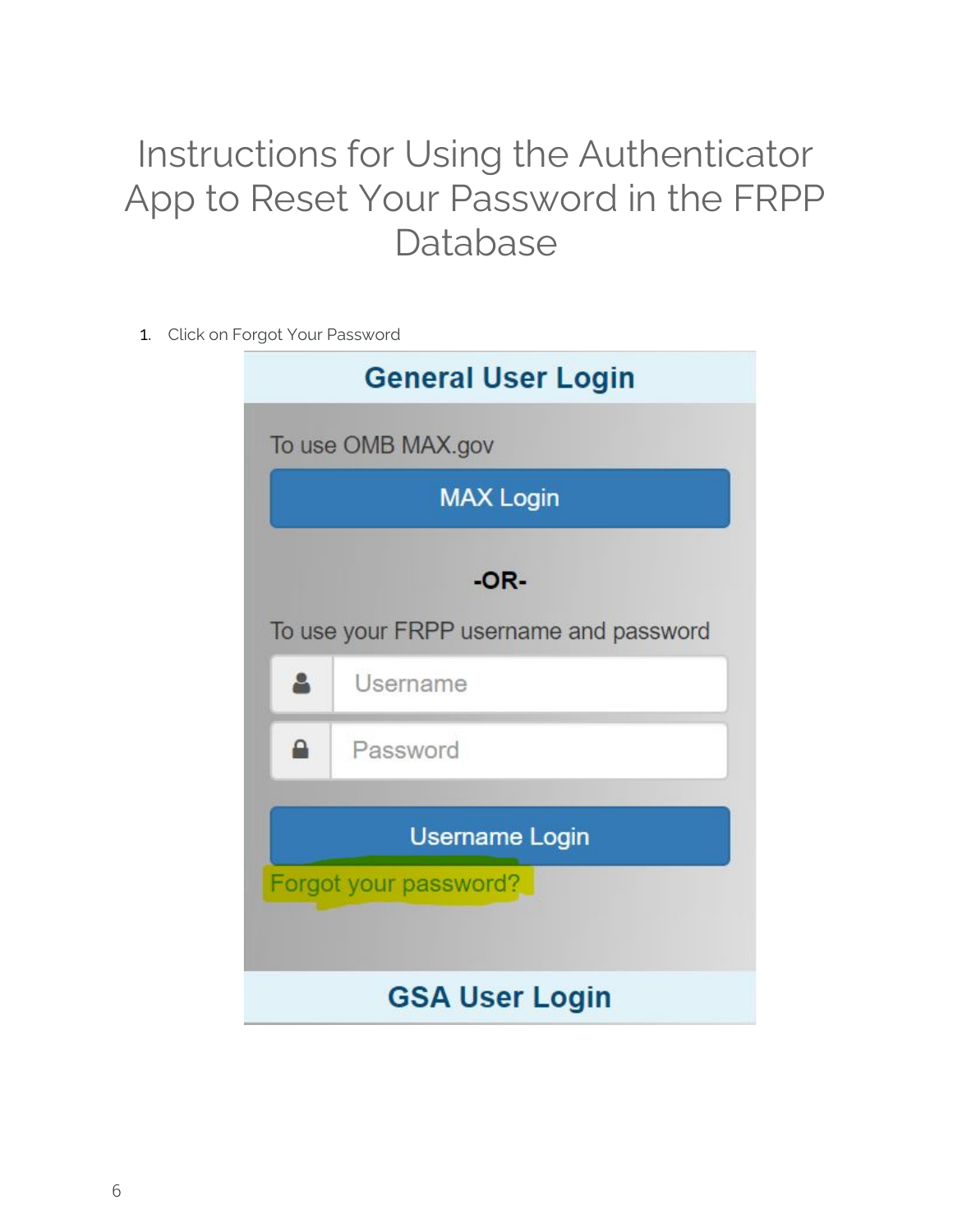# Instructions for Using the Authenticator App to Reset Your Password in the FRPP Database

1. Click on Forgot Your Password

**General User Login**

To use OMB MAX.gov

MAX Login

-OR-

To use your FRPP username and password

Username

Password

Username Login

Forgot your password?

**GSA User Login**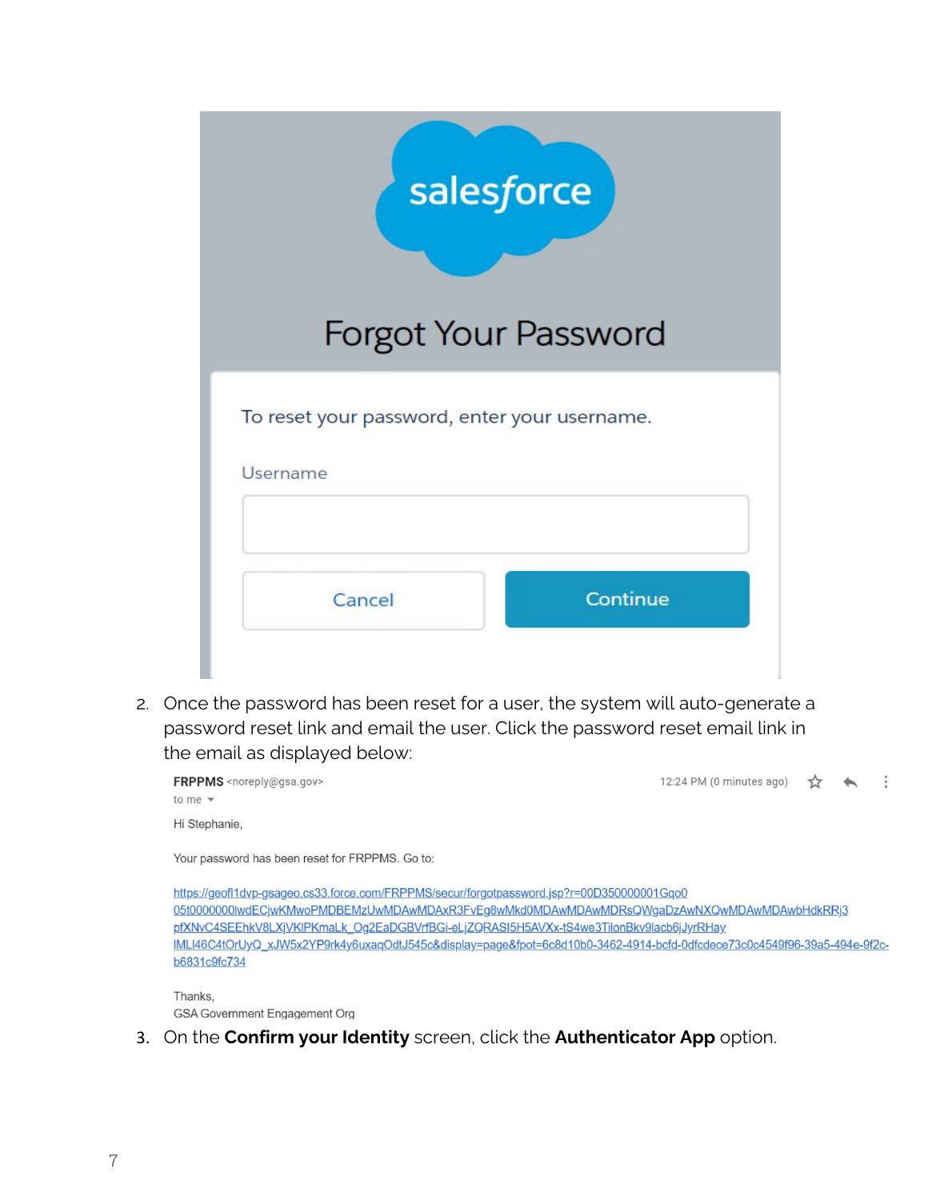salesforce

# Forgot Your Password

To reset your password, enter your username.

Username

Cancel | Continue

2. Once the password has been reset for a user, the system will auto-generate a password reset link and email the user. Click the password reset email link in the email as displayed below:

   **FRPPMS** <noreply@gsa.gov> — 12:24 PM (0 minutes ago)
   to me

   Hi Stephanie,

   Your password has been reset for FRPPMS. Go to:

   https://geofl1dvp-gsageo.cs33.force.com/FRPPMS/secur/forgotpassword.jsp?r=00D350000001Gqo005t0000000lwdECjwKMwoPMDBEMzUwMDAwMDAxR3FvEg8wMkd0MDAwMDAwMDRsQWgaDzAwNXQwMDAwMDAwbHdkRRj3pfXNvC4SEEhkV8LXjVKlPKmaLk_Og2EaDGBVrfBGi-eLjZQRASI5H5AVXx-tS4we3TilonBkv9lacb6jJyrRHaylMLI46C4tOrUyQ_xJW5x2YP9rk4y6uxaqOdtJ545c&display=page&fpot=6c8d10b0-3462-4914-bcfd-0dfcdece73c0c4549f96-39a5-494e-9f2c-b6831c9fc734

   Thanks,
   GSA Government Engagement Org

3. On the **Confirm your Identity** screen, click the **Authenticator App** option.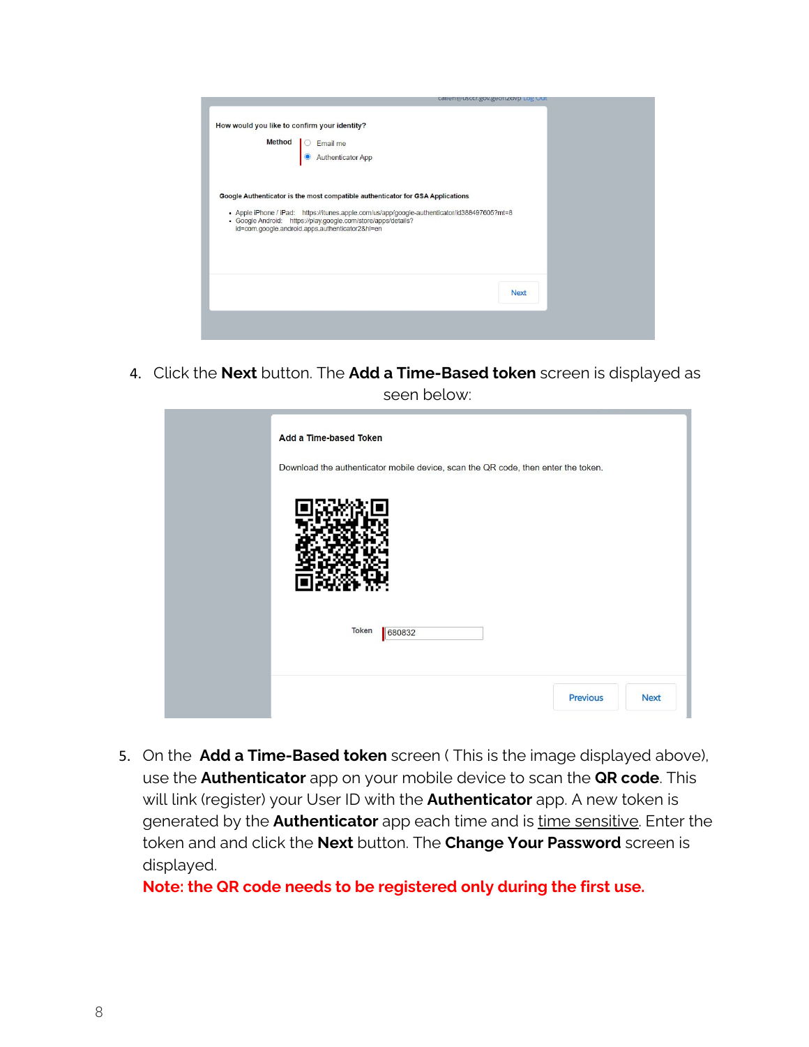4. Click the **Next** button. The **Add a Time-Based token** screen is displayed as seen below:

5. On the **Add a Time-Based token** screen ( This is the image displayed above), use the **Authenticator** app on your mobile device to scan the **QR code**. This will link (register) your User ID with the **Authenticator** app. A new token is generated by the **Authenticator** app each time and is time sensitive. Enter the token and and click the **Next** button. The **Change Your Password** screen is displayed.

   **Note: the QR code needs to be registered only during the first use.**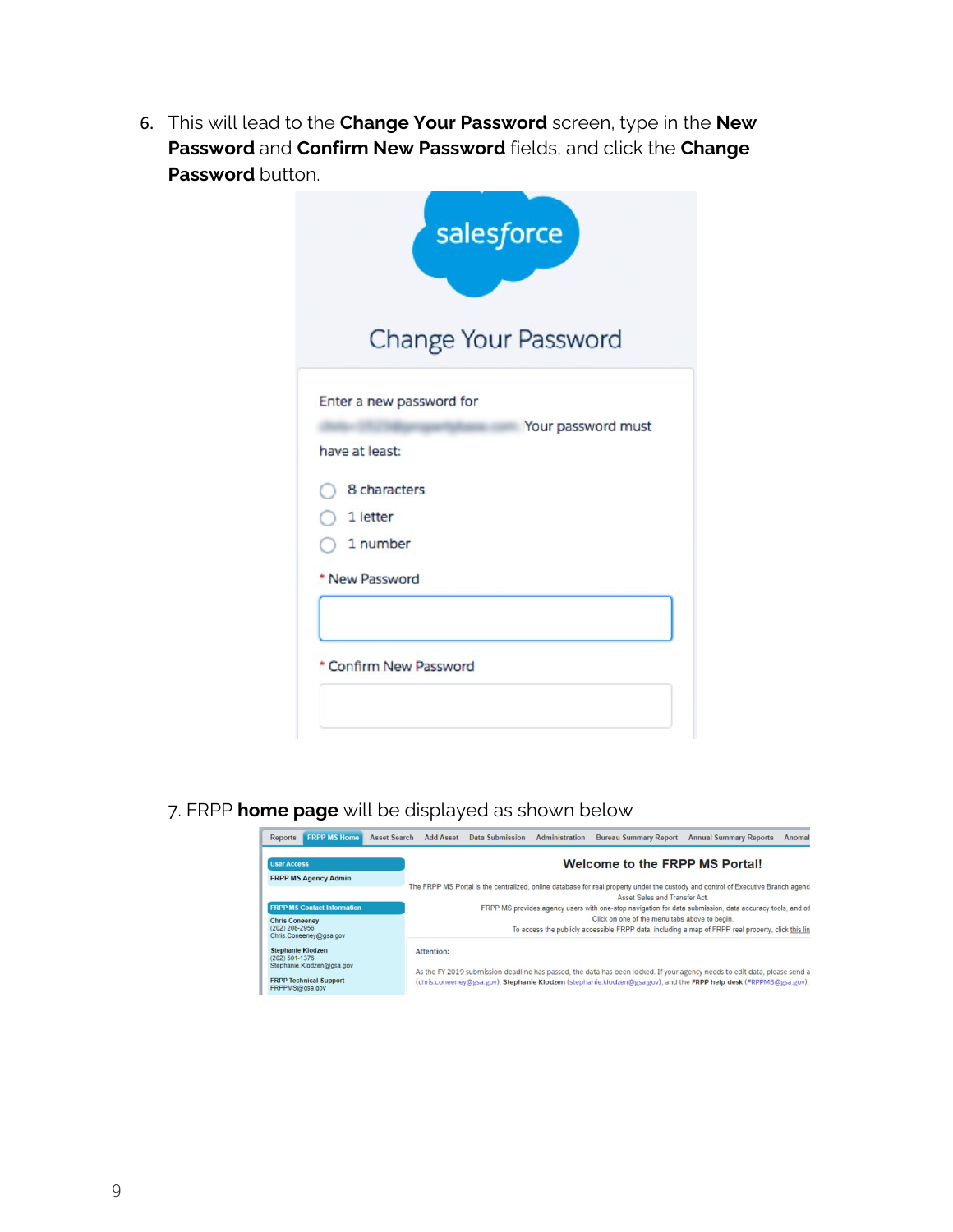6. This will lead to the **Change Your Password** screen, type in the **New Password** and **Confirm New Password** fields, and click the **Change Password** button.

salesforce

Change Your Password

Enter a new password for [redacted]. Your password must have at least:

- 8 characters
- 1 letter
- 1 number

\* New Password

\* Confirm New Password

7. FRPP **home page** will be displayed as shown below

Reports | FRPP MS Home | Asset Search | Add Asset | Data Submission | Administration | Bureau Summary Report | Annual Summary Reports | Anomal

User Access

FRPP MS Agency Admin

FRPP MS Contact Information

Chris Coneeney
(202) 208-2956
Chris.Coneeney@gsa.gov

Stephanie Klodzen
(202) 501-1376
Stephanie.Klodzen@gsa.gov

FRPP Technical Support
FRPPMS@gsa.gov

**Welcome to the FRPP MS Portal!**

The FRPP MS Portal is the centralized, online database for real property under the custody and control of Executive Branch agenc
Asset Sales and Transfer Act.
FRPP MS provides agency users with one-stop navigation for data submission, data accuracy tools, and ot
Click on one of the menu tabs above to begin.
To access the publicly accessible FRPP data, including a map of FRPP real property, click this lin

Attention:

As the FY 2019 submission deadline has passed, the data has been locked. If your agency needs to edit data, please send a (chris.coneeney@gsa.gov), Stephanie Klodzen (stephanie.klodzen@gsa.gov), and the FRPP help desk (FRPPMS@gsa.gov).